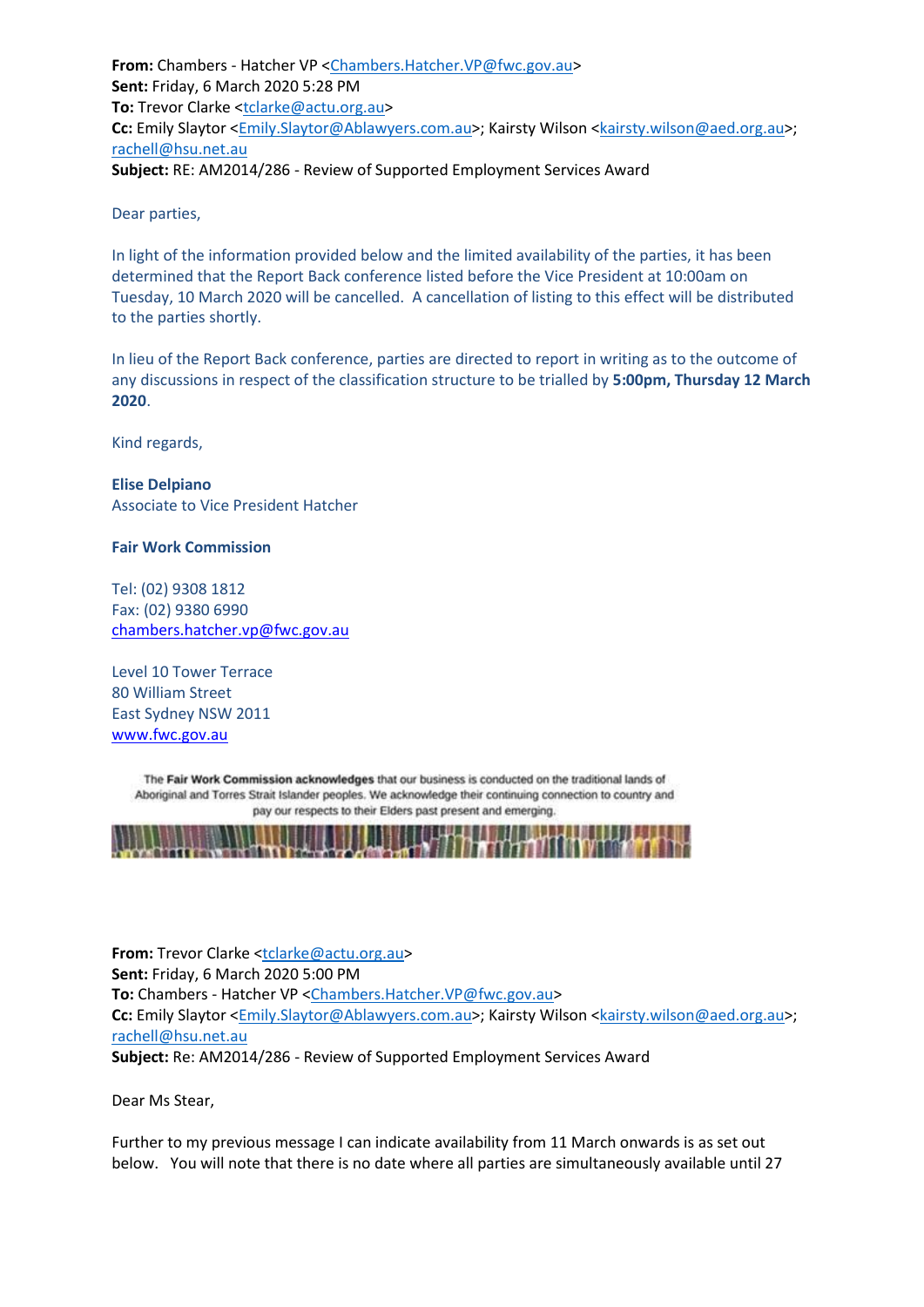**From:** Chambers - Hatcher VP <Chambers.Hatcher.VP@fwc.gov.au>
**Sent:** Friday, 6 March 2020 5:28 PM
**To:** Trevor Clarke <tclarke@actu.org.au>
**Cc:** Emily Slaytor <Emily.Slaytor@Ablawyers.com.au>; Kairsty Wilson <kairsty.wilson@aed.org.au>; rachell@hsu.net.au
**Subject:** RE: AM2014/286 - Review of Supported Employment Services Award

Dear parties,

In light of the information provided below and the limited availability of the parties, it has been determined that the Report Back conference listed before the Vice President at 10:00am on Tuesday, 10 March 2020 will be cancelled. A cancellation of listing to this effect will be distributed to the parties shortly.

In lieu of the Report Back conference, parties are directed to report in writing as to the outcome of any discussions in respect of the classification structure to be trialled by **5:00pm, Thursday 12 March 2020**.

Kind regards,

**Elise Delpiano**
Associate to Vice President Hatcher

**Fair Work Commission**

Tel: (02) 9308 1812
Fax: (02) 9380 6990
chambers.hatcher.vp@fwc.gov.au

Level 10 Tower Terrace
80 William Street
East Sydney NSW 2011
www.fwc.gov.au

The **Fair Work Commission acknowledges** that our business is conducted on the traditional lands of Aboriginal and Torres Strait Islander peoples. We acknowledge their continuing connection to country and pay our respects to their Elders past present and emerging.

**From:** Trevor Clarke <tclarke@actu.org.au>
**Sent:** Friday, 6 March 2020 5:00 PM
**To:** Chambers - Hatcher VP <Chambers.Hatcher.VP@fwc.gov.au>
**Cc:** Emily Slaytor <Emily.Slaytor@Ablawyers.com.au>; Kairsty Wilson <kairsty.wilson@aed.org.au>; rachell@hsu.net.au
**Subject:** Re: AM2014/286 - Review of Supported Employment Services Award

Dear Ms Stear,

Further to my previous message I can indicate availability from 11 March onwards is as set out below. You will note that there is no date where all parties are simultaneously available until 27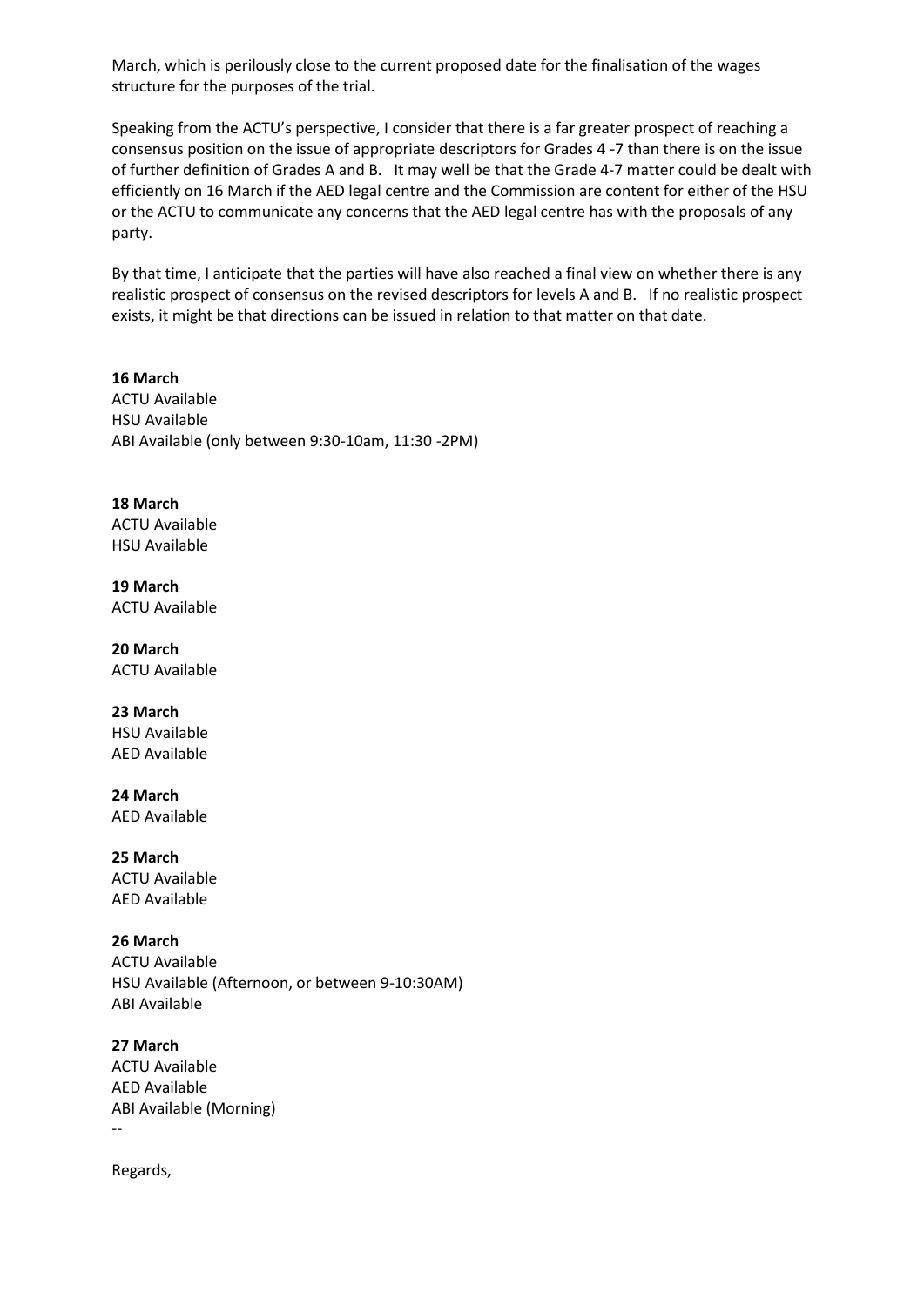March, which is perilously close to the current proposed date for the finalisation of the wages structure for the purposes of the trial.

Speaking from the ACTU's perspective, I consider that there is a far greater prospect of reaching a consensus position on the issue of appropriate descriptors for Grades 4 -7 than there is on the issue of further definition of Grades A and B. It may well be that the Grade 4-7 matter could be dealt with efficiently on 16 March if the AED legal centre and the Commission are content for either of the HSU or the ACTU to communicate any concerns that the AED legal centre has with the proposals of any party.

By that time, I anticipate that the parties will have also reached a final view on whether there is any realistic prospect of consensus on the revised descriptors for levels A and B. If no realistic prospect exists, it might be that directions can be issued in relation to that matter on that date.

**16 March**
ACTU Available
HSU Available
ABI Available (only between 9:30-10am, 11:30 -2PM)

**18 March**
ACTU Available
HSU Available

**19 March**
ACTU Available

**20 March**
ACTU Available

**23 March**
HSU Available
AED Available

**24 March**
AED Available

**25 March**
ACTU Available
AED Available

**26 March**
ACTU Available
HSU Available (Afternoon, or between 9-10:30AM)
ABI Available

**27 March**
ACTU Available
AED Available
ABI Available (Morning)
--

Regards,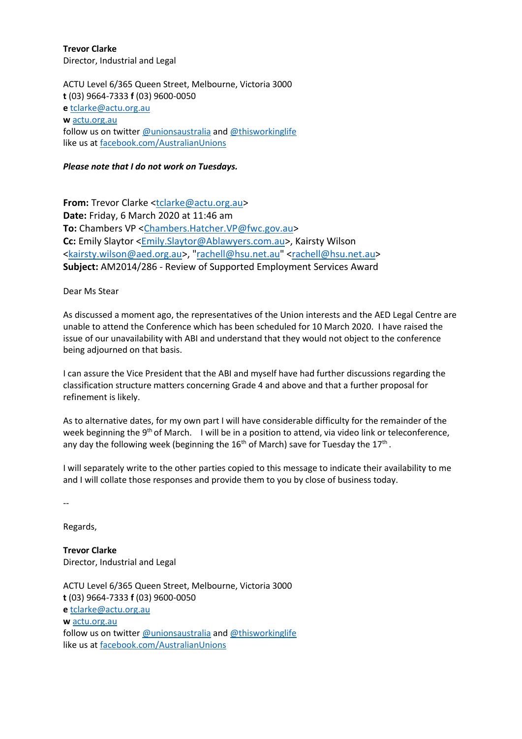**Trevor Clarke**
Director, Industrial and Legal

ACTU Level 6/365 Queen Street, Melbourne, Victoria 3000
**t** (03) 9664-7333 **f** (03) 9600-0050
**e** tclarke@actu.org.au
**w** actu.org.au
follow us on twitter @unionsaustralia and @thisworkinglife
like us at facebook.com/AustralianUnions

***Please note that I do not work on Tuesdays.***

**From:** Trevor Clarke <tclarke@actu.org.au>
**Date:** Friday, 6 March 2020 at 11:46 am
**To:** Chambers VP <Chambers.Hatcher.VP@fwc.gov.au>
**Cc:** Emily Slaytor <Emily.Slaytor@Ablawyers.com.au>, Kairsty Wilson <kairsty.wilson@aed.org.au>, "rachell@hsu.net.au" <rachell@hsu.net.au>
**Subject:** AM2014/286 - Review of Supported Employment Services Award

Dear Ms Stear

As discussed a moment ago, the representatives of the Union interests and the AED Legal Centre are unable to attend the Conference which has been scheduled for 10 March 2020. I have raised the issue of our unavailability with ABI and understand that they would not object to the conference being adjourned on that basis.

I can assure the Vice President that the ABI and myself have had further discussions regarding the classification structure matters concerning Grade 4 and above and that a further proposal for refinement is likely.

As to alternative dates, for my own part I will have considerable difficulty for the remainder of the week beginning the 9th of March. I will be in a position to attend, via video link or teleconference, any day the following week (beginning the 16th of March) save for Tuesday the 17th.

I will separately write to the other parties copied to this message to indicate their availability to me and I will collate those responses and provide them to you by close of business today.

--

Regards,

**Trevor Clarke**
Director, Industrial and Legal

ACTU Level 6/365 Queen Street, Melbourne, Victoria 3000
**t** (03) 9664-7333 **f** (03) 9600-0050
**e** tclarke@actu.org.au
**w** actu.org.au
follow us on twitter @unionsaustralia and @thisworkinglife
like us at facebook.com/AustralianUnions